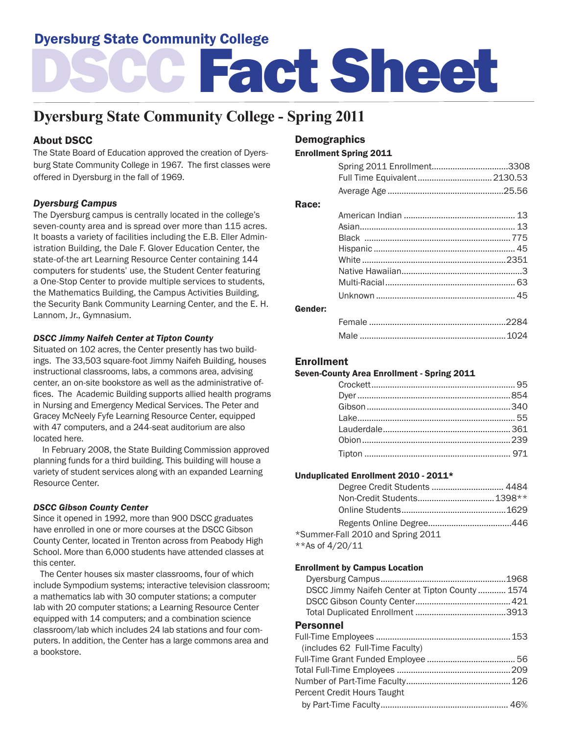# Dyersburg State Community College

# DSCC Fact Sheet

## Dyersburg State Community College - Spring 2011

### About DSCC

The State Board of Education approved the creation of Dyersburg State Community College in 1967. The first classes were offered in Dyersburg in the fall of 1969.

#### *Dyersburg Campus*

The Dyersburg campus is centrally located in the college's seven-county area and is spread over more than 115 acres. It boasts a variety of facilities including the E.B. Eller Administration Building, the Dale F. Glover Education Center, the state-of-the art Learning Resource Center containing 144 computers for students' use, the Student Center featuring a One-Stop Center to provide multiple services to students, the Mathematics Building, the Campus Activities Building, the Security Bank Community Learning Center, and the E. H. Lannom, Jr., Gymnasium.

#### *DSCC Jimmy Naifeh Center at Tipton County*

Situated on 102 acres, the Center presently has two buildings. The 33,503 square-foot Jimmy Naifeh Building, houses instructional classrooms, labs, a commons area, advising center, an on-site bookstore as well as the administrative offices. The Academic Building supports allied health programs in Nursing and Emergency Medical Services. The Peter and Gracey McNeely Fyfe Learning Resource Center, equipped with 47 computers, and a 244-seat auditorium are also located here.

In February 2008, the State Building Commission approved planning funds for a third building. This building will house a variety of student services along with an expanded Learning Resource Center.

#### *DSCC Gibson County Center*

Since it opened in 1992, more than 900 DSCC graduates have enrolled in one or more courses at the DSCC Gibson County Center, located in Trenton across from Peabody High School. More than 6,000 students have attended classes at this center.

The Center houses six master classrooms, four of which include Sympodium systems; interactive television classroom; a mathematics lab with 30 computer stations; a computer lab with 20 computer stations; a Learning Resource Center equipped with 14 computers; and a combination science classroom/lab which includes 24 lab stations and four computers. In addition, the Center has a large commons area and a bookstore.

### Demographics

**Enrollment Spring 2011**

| | |
|---|---|
| Spring 2011 Enrollment | 3308 |
| Full Time Equivalent | 2130.53 |
| Average Age | 25.56 |

**Race:**

| | |
|---|---|
| American Indian | 13 |
| Asian | 13 |
| Black | 775 |
| Hispanic | 45 |
| White | 2351 |
| Native Hawaiian | 3 |
| Multi-Racial | 63 |
| Unknown | 45 |

**Gender:**

| | |
|---|---|
| Female | 2284 |
| Male | 1024 |

### Enrollment

**Seven-County Area Enrollment - Spring 2011**

| | |
|---|---|
| Crockett | 95 |
| Dyer | 854 |
| Gibson | 340 |
| Lake | 55 |
| Lauderdale | 361 |
| Obion | 239 |
| Tipton | 971 |

**Unduplicated Enrollment 2010 - 2011***

| | |
|---|---|
| Degree Credit Students | 4484 |
| Non-Credit Students | 1398** |
| Online Students | 1629 |
| Regents Online Degree | 446 |

*Summer-Fall 2010 and Spring 2011
**As of 4/20/11

**Enrollment by Campus Location**

| | |
|---|---|
| Dyersburg Campus | 1968 |
| DSCC Jimmy Naifeh Center at Tipton County | 1574 |
| DSCC Gibson County Center | 421 |
| Total Duplicated Enrollment | 3913 |

### Personnel

| | |
|---|---|
| Full-Time Employees (includes 62 Full-Time Faculty) | 153 |
| Full-Time Grant Funded Employee | 56 |
| Total Full-Time Employees | 209 |
| Number of Part-Time Faculty | 126 |
| Percent Credit Hours Taught by Part-Time Faculty | 46% |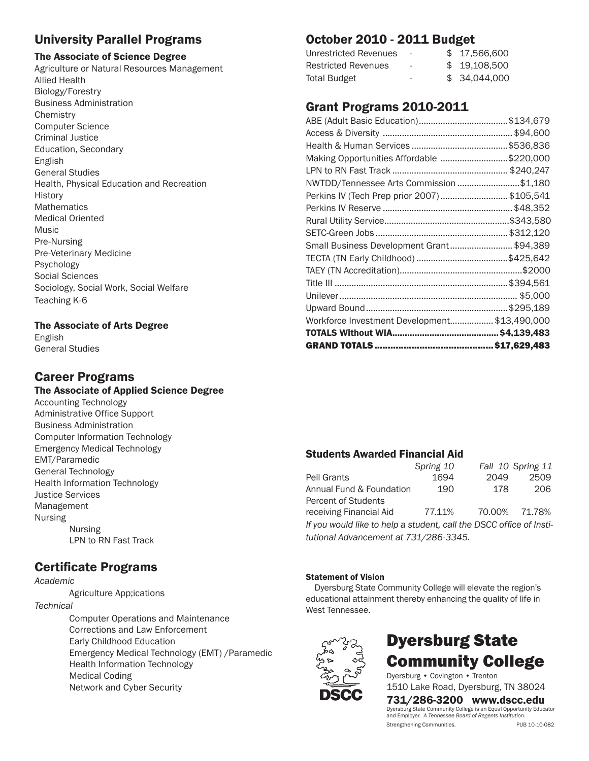## University Parallel Programs

### The Associate of Science Degree

Agriculture or Natural Resources Management
Allied Health
Biology/Forestry
Business Administration
Chemistry
Computer Science
Criminal Justice
Education, Secondary
English
General Studies
Health, Physical Education and Recreation
History
Mathematics
Medical Oriented
Music
Pre-Nursing
Pre-Veterinary Medicine
Psychology
Social Sciences
Sociology, Social Work, Social Welfare
Teaching K-6

### The Associate of Arts Degree

English
General Studies

## Career Programs

### The Associate of Applied Science Degree

Accounting Technology
Administrative Office Support
Business Administration
Computer Information Technology
Emergency Medical Technology
EMT/Paramedic
General Technology
Health Information Technology
Justice Services
Management
Nursing
- Nursing
- LPN to RN Fast Track

## Certificate Programs

*Academic*
- Agriculture App;ications

*Technical*
- Computer Operations and Maintenance
- Corrections and Law Enforcement
- Early Childhood Education
- Emergency Medical Technology (EMT) /Paramedic
- Health Information Technology
- Medical Coding
- Network and Cyber Security

## October 2010 - 2011 Budget

| | | |
|---|---|---|
| Unrestricted Revenues | - | $ 17,566,600 |
| Restricted Revenues | - | $ 19,108,500 |
| Total Budget | - | $ 34,044,000 |

## Grant Programs 2010-2011

| | |
|---|---|
| ABE (Adult Basic Education) | $134,679 |
| Access & Diversity | $94,600 |
| Health & Human Services | $536,836 |
| Making Opportunities Affordable | $220,000 |
| LPN to RN Fast Track | $240,247 |
| NWTDD/Tennessee Arts Commission | $1,180 |
| Perkins IV (Tech Prep prior 2007) | $105,541 |
| Perkins IV Reserve | $48,352 |
| Rural Utility Service | $343,580 |
| SETC-Green Jobs | $312,120 |
| Small Business Development Grant | $94,389 |
| TECTA (TN Early Childhood) | $425,642 |
| TAEY (TN Accreditation) | $2000 |
| Title III | $394,561 |
| Unilever | $5,000 |
| Upward Bound | $295,189 |
| Workforce Investment Development | $13,490,000 |
| **TOTALS Without WIA** | **$4,139,483** |
| **GRAND TOTALS** | **$17,629,483** |

### Students Awarded Financial Aid

| | *Spring 10* | *Fall 10* | *Spring 11* |
|---|---|---|---|
| Pell Grants | 1694 | 2049 | 2509 |
| Annual Fund & Foundation | 190 | 178 | 206 |
| Percent of Students receiving Financial Aid | 77.11% | 70.00% | 71.78% |

*If you would like to help a student, call the DSCC office of Institutional Advancement at 731/286-3345.*

#### Statement of Vision

Dyersburg State Community College will elevate the region's educational attainment thereby enhancing the quality of life in West Tennessee.

# Dyersburg State Community College

Dyersburg • Covington • Trenton
1510 Lake Road, Dyersburg, TN 38024

**731/286-3200 www.dscc.edu**

Dyersburg State Community College is an Equal Opportunity Educator and Employer. *A Tennessee Board of Regents Institution.*

Strengthening Communities. PUB 10-10-082